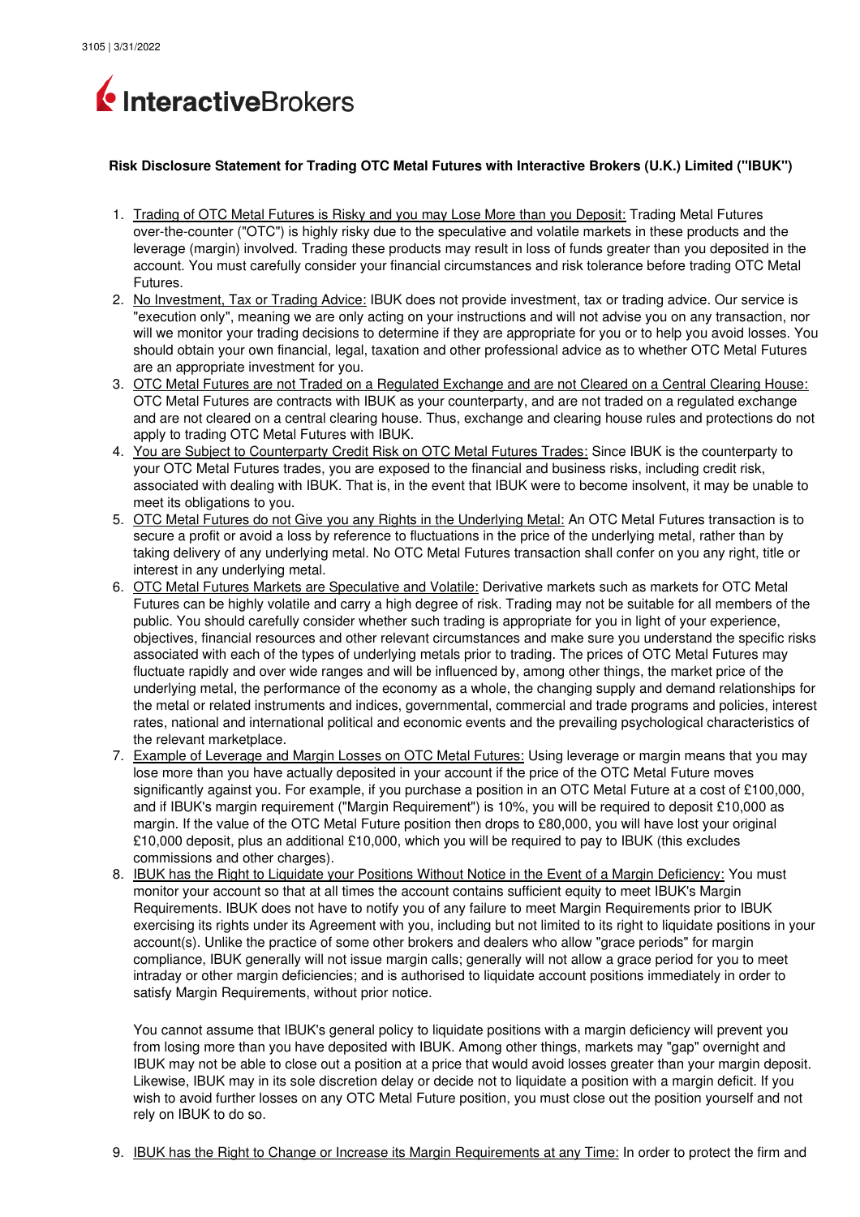**Risk Disclosure Statement for Trading OTC Metal Futures with Interactive Brokers (U.K.) Limited ("IBUK")**

1. Trading of OTC Metal Futures is Risky and you may Lose More than you Deposit: Trading Metal Futures over-the-counter ("OTC") is highly risky due to the speculative and volatile markets in these products and the leverage (margin) involved. Trading these products may result in loss of funds greater than you deposited in the account. You must carefully consider your financial circumstances and risk tolerance before trading OTC Metal Futures.
2. No Investment, Tax or Trading Advice: IBUK does not provide investment, tax or trading advice. Our service is "execution only", meaning we are only acting on your instructions and will not advise you on any transaction, nor will we monitor your trading decisions to determine if they are appropriate for you or to help you avoid losses. You should obtain your own financial, legal, taxation and other professional advice as to whether OTC Metal Futures are an appropriate investment for you.
3. OTC Metal Futures are not Traded on a Regulated Exchange and are not Cleared on a Central Clearing House: OTC Metal Futures are contracts with IBUK as your counterparty, and are not traded on a regulated exchange and are not cleared on a central clearing house. Thus, exchange and clearing house rules and protections do not apply to trading OTC Metal Futures with IBUK.
4. You are Subject to Counterparty Credit Risk on OTC Metal Futures Trades: Since IBUK is the counterparty to your OTC Metal Futures trades, you are exposed to the financial and business risks, including credit risk, associated with dealing with IBUK. That is, in the event that IBUK were to become insolvent, it may be unable to meet its obligations to you.
5. OTC Metal Futures do not Give you any Rights in the Underlying Metal: An OTC Metal Futures transaction is to secure a profit or avoid a loss by reference to fluctuations in the price of the underlying metal, rather than by taking delivery of any underlying metal. No OTC Metal Futures transaction shall confer on you any right, title or interest in any underlying metal.
6. OTC Metal Futures Markets are Speculative and Volatile: Derivative markets such as markets for OTC Metal Futures can be highly volatile and carry a high degree of risk. Trading may not be suitable for all members of the public. You should carefully consider whether such trading is appropriate for you in light of your experience, objectives, financial resources and other relevant circumstances and make sure you understand the specific risks associated with each of the types of underlying metals prior to trading. The prices of OTC Metal Futures may fluctuate rapidly and over wide ranges and will be influenced by, among other things, the market price of the underlying metal, the performance of the economy as a whole, the changing supply and demand relationships for the metal or related instruments and indices, governmental, commercial and trade programs and policies, interest rates, national and international political and economic events and the prevailing psychological characteristics of the relevant marketplace.
7. Example of Leverage and Margin Losses on OTC Metal Futures: Using leverage or margin means that you may lose more than you have actually deposited in your account if the price of the OTC Metal Future moves significantly against you. For example, if you purchase a position in an OTC Metal Future at a cost of £100,000, and if IBUK's margin requirement ("Margin Requirement") is 10%, you will be required to deposit £10,000 as margin. If the value of the OTC Metal Future position then drops to £80,000, you will have lost your original £10,000 deposit, plus an additional £10,000, which you will be required to pay to IBUK (this excludes commissions and other charges).
8. IBUK has the Right to Liquidate your Positions Without Notice in the Event of a Margin Deficiency: You must monitor your account so that at all times the account contains sufficient equity to meet IBUK's Margin Requirements. IBUK does not have to notify you of any failure to meet Margin Requirements prior to IBUK exercising its rights under its Agreement with you, including but not limited to its right to liquidate positions in your account(s). Unlike the practice of some other brokers and dealers who allow "grace periods" for margin compliance, IBUK generally will not issue margin calls; generally will not allow a grace period for you to meet intraday or other margin deficiencies; and is authorised to liquidate account positions immediately in order to satisfy Margin Requirements, without prior notice.

   You cannot assume that IBUK's general policy to liquidate positions with a margin deficiency will prevent you from losing more than you have deposited with IBUK. Among other things, markets may "gap" overnight and IBUK may not be able to close out a position at a price that would avoid losses greater than your margin deposit. Likewise, IBUK may in its sole discretion delay or decide not to liquidate a position with a margin deficit. If you wish to avoid further losses on any OTC Metal Future position, you must close out the position yourself and not rely on IBUK to do so.

9. IBUK has the Right to Change or Increase its Margin Requirements at any Time: In order to protect the firm and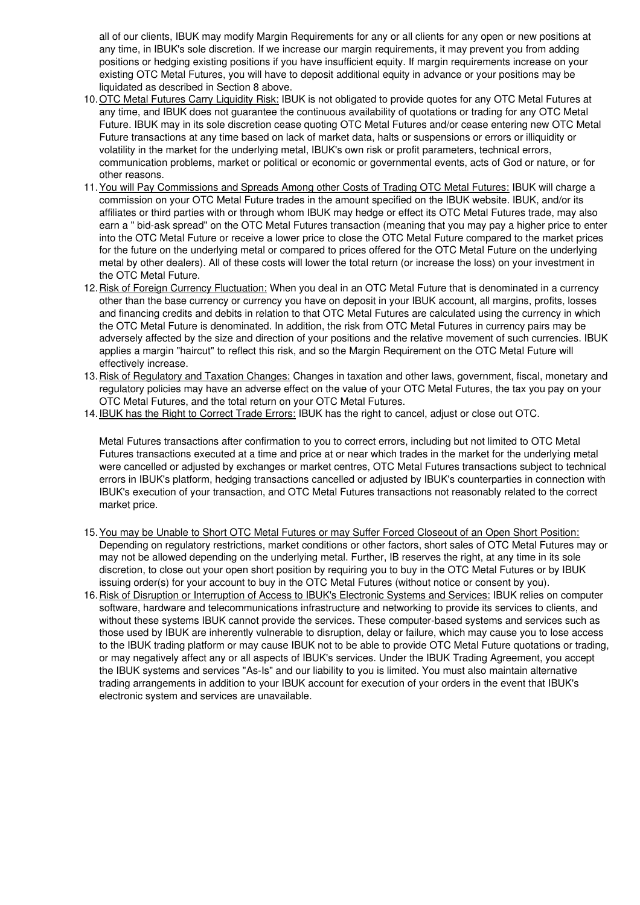all of our clients, IBUK may modify Margin Requirements for any or all clients for any open or new positions at any time, in IBUK's sole discretion. If we increase our margin requirements, it may prevent you from adding positions or hedging existing positions if you have insufficient equity. If margin requirements increase on your existing OTC Metal Futures, you will have to deposit additional equity in advance or your positions may be liquidated as described in Section 8 above.

10. <u>OTC Metal Futures Carry Liquidity Risk:</u> IBUK is not obligated to provide quotes for any OTC Metal Futures at any time, and IBUK does not guarantee the continuous availability of quotations or trading for any OTC Metal Future. IBUK may in its sole discretion cease quoting OTC Metal Futures and/or cease entering new OTC Metal Future transactions at any time based on lack of market data, halts or suspensions or errors or illiquidity or volatility in the market for the underlying metal, IBUK's own risk or profit parameters, technical errors, communication problems, market or political or economic or governmental events, acts of God or nature, or for other reasons.
11. <u>You will Pay Commissions and Spreads Among other Costs of Trading OTC Metal Futures:</u> IBUK will charge a commission on your OTC Metal Future trades in the amount specified on the IBUK website. IBUK, and/or its affiliates or third parties with or through whom IBUK may hedge or effect its OTC Metal Futures trade, may also earn a " bid-ask spread" on the OTC Metal Futures transaction (meaning that you may pay a higher price to enter into the OTC Metal Future or receive a lower price to close the OTC Metal Future compared to the market prices for the future on the underlying metal or compared to prices offered for the OTC Metal Future on the underlying metal by other dealers). All of these costs will lower the total return (or increase the loss) on your investment in the OTC Metal Future.
12. <u>Risk of Foreign Currency Fluctuation:</u> When you deal in an OTC Metal Future that is denominated in a currency other than the base currency or currency you have on deposit in your IBUK account, all margins, profits, losses and financing credits and debits in relation to that OTC Metal Futures are calculated using the currency in which the OTC Metal Future is denominated. In addition, the risk from OTC Metal Futures in currency pairs may be adversely affected by the size and direction of your positions and the relative movement of such currencies. IBUK applies a margin "haircut" to reflect this risk, and so the Margin Requirement on the OTC Metal Future will effectively increase.
13. <u>Risk of Regulatory and Taxation Changes:</u> Changes in taxation and other laws, government, fiscal, monetary and regulatory policies may have an adverse effect on the value of your OTC Metal Futures, the tax you pay on your OTC Metal Futures, and the total return on your OTC Metal Futures.
14. <u>IBUK has the Right to Correct Trade Errors:</u> IBUK has the right to cancel, adjust or close out OTC.

    Metal Futures transactions after confirmation to you to correct errors, including but not limited to OTC Metal Futures transactions executed at a time and price at or near which trades in the market for the underlying metal were cancelled or adjusted by exchanges or market centres, OTC Metal Futures transactions subject to technical errors in IBUK's platform, hedging transactions cancelled or adjusted by IBUK's counterparties in connection with IBUK's execution of your transaction, and OTC Metal Futures transactions not reasonably related to the correct market price.

15. <u>You may be Unable to Short OTC Metal Futures or may Suffer Forced Closeout of an Open Short Position:</u> Depending on regulatory restrictions, market conditions or other factors, short sales of OTC Metal Futures may or may not be allowed depending on the underlying metal. Further, IB reserves the right, at any time in its sole discretion, to close out your open short position by requiring you to buy in the OTC Metal Futures or by IBUK issuing order(s) for your account to buy in the OTC Metal Futures (without notice or consent by you).
16. <u>Risk of Disruption or Interruption of Access to IBUK's Electronic Systems and Services:</u> IBUK relies on computer software, hardware and telecommunications infrastructure and networking to provide its services to clients, and without these systems IBUK cannot provide the services. These computer-based systems and services such as those used by IBUK are inherently vulnerable to disruption, delay or failure, which may cause you to lose access to the IBUK trading platform or may cause IBUK not to be able to provide OTC Metal Future quotations or trading, or may negatively affect any or all aspects of IBUK's services. Under the IBUK Trading Agreement, you accept the IBUK systems and services "As-Is" and our liability to you is limited. You must also maintain alternative trading arrangements in addition to your IBUK account for execution of your orders in the event that IBUK's electronic system and services are unavailable.